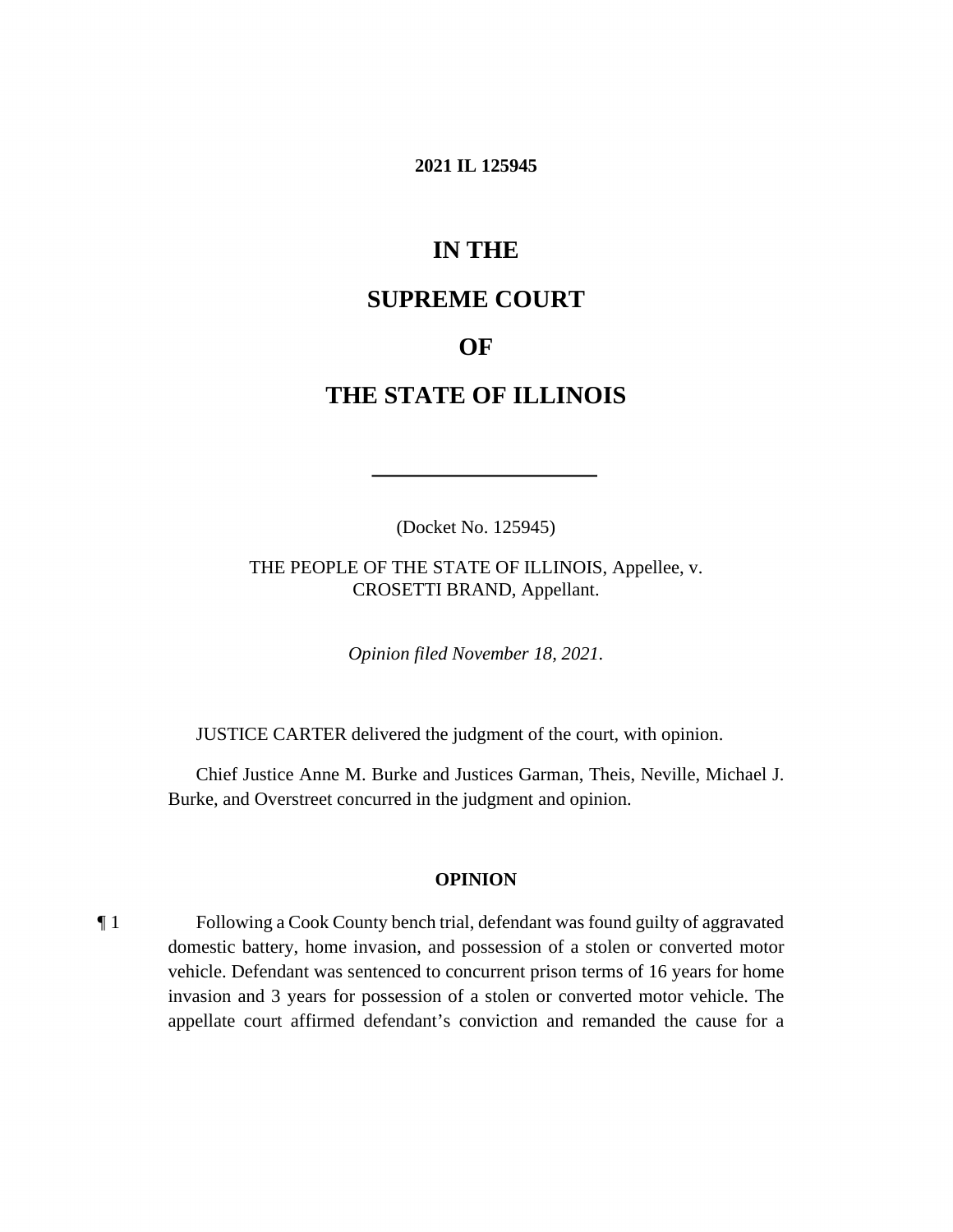**2021 IL 125945**

# IN THE

# SUPREME COURT

# OF

# THE STATE OF ILLINOIS

---

(Docket No. 125945)

THE PEOPLE OF THE STATE OF ILLINOIS, Appellee, v.
CROSETTI BRAND, Appellant.

*Opinion filed November 18, 2021.*

JUSTICE CARTER delivered the judgment of the court, with opinion.

Chief Justice Anne M. Burke and Justices Garman, Theis, Neville, Michael J. Burke, and Overstreet concurred in the judgment and opinion.

## OPINION

¶ 1 Following a Cook County bench trial, defendant was found guilty of aggravated domestic battery, home invasion, and possession of a stolen or converted motor vehicle. Defendant was sentenced to concurrent prison terms of 16 years for home invasion and 3 years for possession of a stolen or converted motor vehicle. The appellate court affirmed defendant's conviction and remanded the cause for a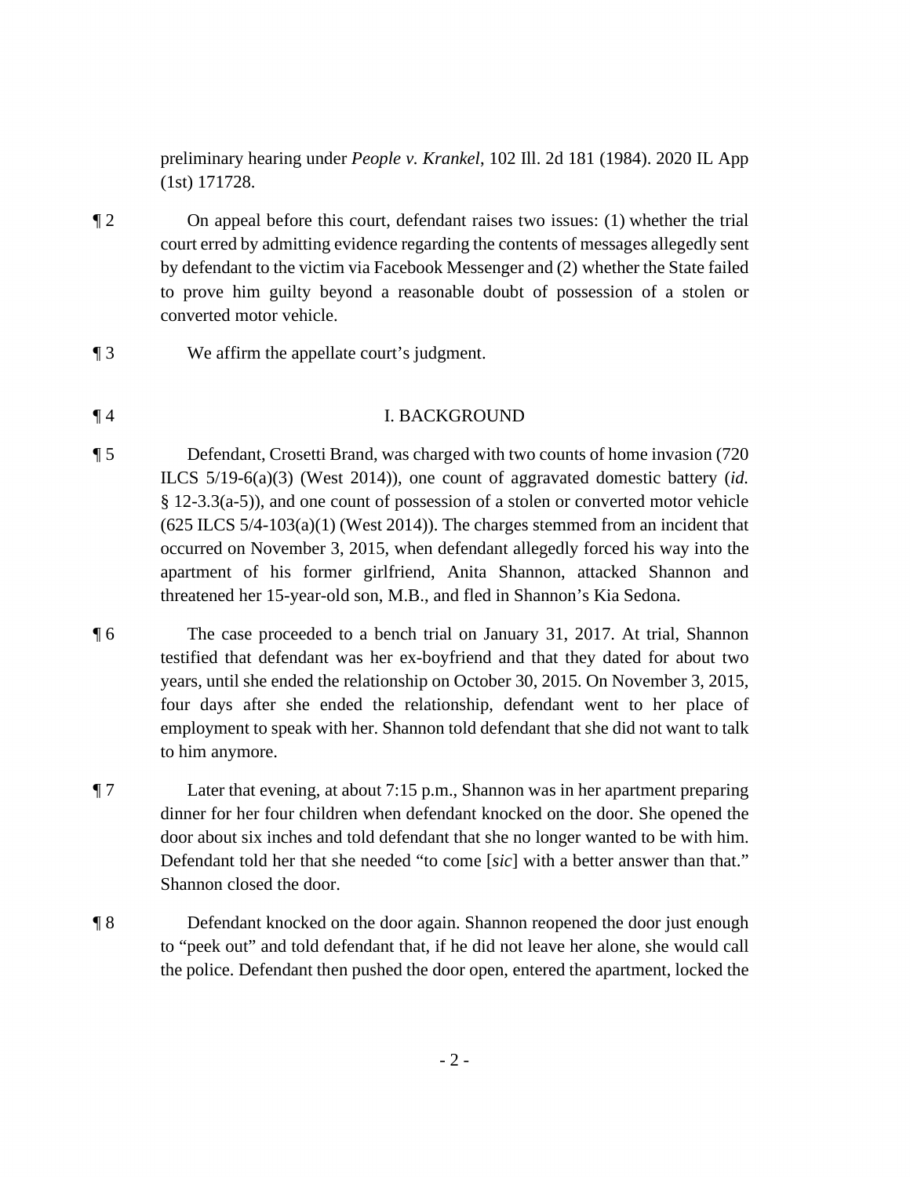preliminary hearing under *People v. Krankel*, 102 Ill. 2d 181 (1984). 2020 IL App (1st) 171728.

¶ 2 On appeal before this court, defendant raises two issues: (1) whether the trial court erred by admitting evidence regarding the contents of messages allegedly sent by defendant to the victim via Facebook Messenger and (2) whether the State failed to prove him guilty beyond a reasonable doubt of possession of a stolen or converted motor vehicle.

¶ 3 We affirm the appellate court's judgment.

## ¶ 4 I. BACKGROUND

¶ 5 Defendant, Crosetti Brand, was charged with two counts of home invasion (720 ILCS 5/19-6(a)(3) (West 2014)), one count of aggravated domestic battery (*id.* § 12-3.3(a-5)), and one count of possession of a stolen or converted motor vehicle (625 ILCS 5/4-103(a)(1) (West 2014)). The charges stemmed from an incident that occurred on November 3, 2015, when defendant allegedly forced his way into the apartment of his former girlfriend, Anita Shannon, attacked Shannon and threatened her 15-year-old son, M.B., and fled in Shannon's Kia Sedona.

¶ 6 The case proceeded to a bench trial on January 31, 2017. At trial, Shannon testified that defendant was her ex-boyfriend and that they dated for about two years, until she ended the relationship on October 30, 2015. On November 3, 2015, four days after she ended the relationship, defendant went to her place of employment to speak with her. Shannon told defendant that she did not want to talk to him anymore.

¶ 7 Later that evening, at about 7:15 p.m., Shannon was in her apartment preparing dinner for her four children when defendant knocked on the door. She opened the door about six inches and told defendant that she no longer wanted to be with him. Defendant told her that she needed "to come [*sic*] with a better answer than that." Shannon closed the door.

¶ 8 Defendant knocked on the door again. Shannon reopened the door just enough to "peek out" and told defendant that, if he did not leave her alone, she would call the police. Defendant then pushed the door open, entered the apartment, locked the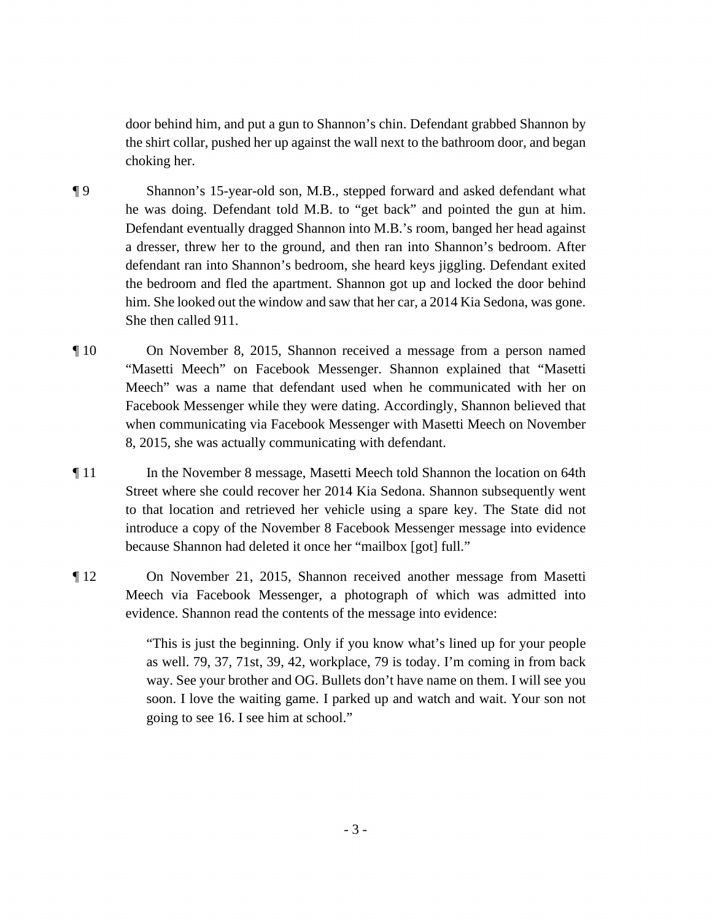door behind him, and put a gun to Shannon's chin. Defendant grabbed Shannon by the shirt collar, pushed her up against the wall next to the bathroom door, and began choking her.

¶ 9 Shannon's 15-year-old son, M.B., stepped forward and asked defendant what he was doing. Defendant told M.B. to "get back" and pointed the gun at him. Defendant eventually dragged Shannon into M.B.'s room, banged her head against a dresser, threw her to the ground, and then ran into Shannon's bedroom. After defendant ran into Shannon's bedroom, she heard keys jiggling. Defendant exited the bedroom and fled the apartment. Shannon got up and locked the door behind him. She looked out the window and saw that her car, a 2014 Kia Sedona, was gone. She then called 911.

¶ 10 On November 8, 2015, Shannon received a message from a person named "Masetti Meech" on Facebook Messenger. Shannon explained that "Masetti Meech" was a name that defendant used when he communicated with her on Facebook Messenger while they were dating. Accordingly, Shannon believed that when communicating via Facebook Messenger with Masetti Meech on November 8, 2015, she was actually communicating with defendant.

¶ 11 In the November 8 message, Masetti Meech told Shannon the location on 64th Street where she could recover her 2014 Kia Sedona. Shannon subsequently went to that location and retrieved her vehicle using a spare key. The State did not introduce a copy of the November 8 Facebook Messenger message into evidence because Shannon had deleted it once her "mailbox [got] full."

¶ 12 On November 21, 2015, Shannon received another message from Masetti Meech via Facebook Messenger, a photograph of which was admitted into evidence. Shannon read the contents of the message into evidence:

> "This is just the beginning. Only if you know what's lined up for your people as well. 79, 37, 71st, 39, 42, workplace, 79 is today. I'm coming in from back way. See your brother and OG. Bullets don't have name on them. I will see you soon. I love the waiting game. I parked up and watch and wait. Your son not going to see 16. I see him at school."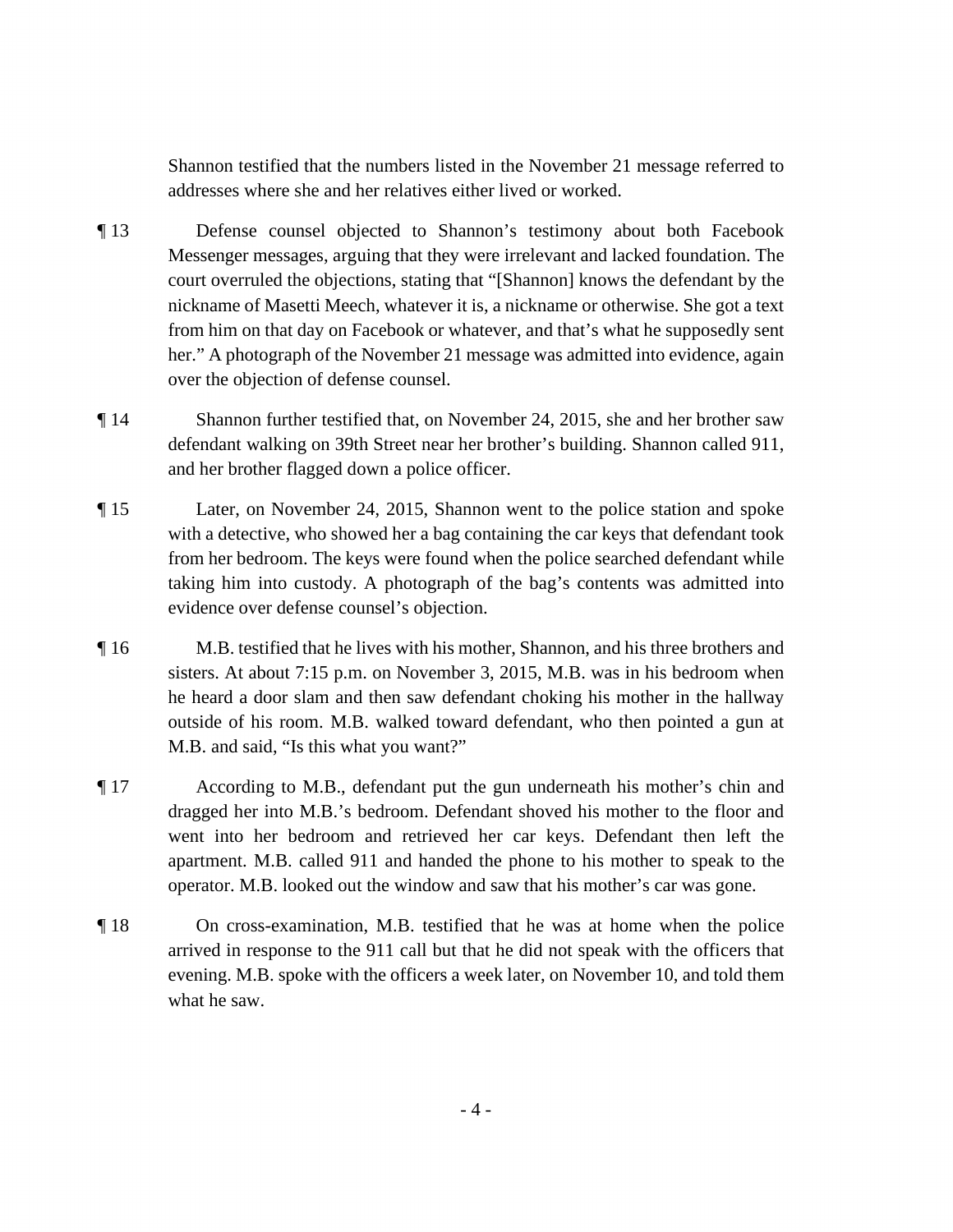Shannon testified that the numbers listed in the November 21 message referred to addresses where she and her relatives either lived or worked.

¶ 13 Defense counsel objected to Shannon's testimony about both Facebook Messenger messages, arguing that they were irrelevant and lacked foundation. The court overruled the objections, stating that "[Shannon] knows the defendant by the nickname of Masetti Meech, whatever it is, a nickname or otherwise. She got a text from him on that day on Facebook or whatever, and that's what he supposedly sent her." A photograph of the November 21 message was admitted into evidence, again over the objection of defense counsel.

¶ 14 Shannon further testified that, on November 24, 2015, she and her brother saw defendant walking on 39th Street near her brother's building. Shannon called 911, and her brother flagged down a police officer.

¶ 15 Later, on November 24, 2015, Shannon went to the police station and spoke with a detective, who showed her a bag containing the car keys that defendant took from her bedroom. The keys were found when the police searched defendant while taking him into custody. A photograph of the bag's contents was admitted into evidence over defense counsel's objection.

¶ 16 M.B. testified that he lives with his mother, Shannon, and his three brothers and sisters. At about 7:15 p.m. on November 3, 2015, M.B. was in his bedroom when he heard a door slam and then saw defendant choking his mother in the hallway outside of his room. M.B. walked toward defendant, who then pointed a gun at M.B. and said, "Is this what you want?"

¶ 17 According to M.B., defendant put the gun underneath his mother's chin and dragged her into M.B.'s bedroom. Defendant shoved his mother to the floor and went into her bedroom and retrieved her car keys. Defendant then left the apartment. M.B. called 911 and handed the phone to his mother to speak to the operator. M.B. looked out the window and saw that his mother's car was gone.

¶ 18 On cross-examination, M.B. testified that he was at home when the police arrived in response to the 911 call but that he did not speak with the officers that evening. M.B. spoke with the officers a week later, on November 10, and told them what he saw.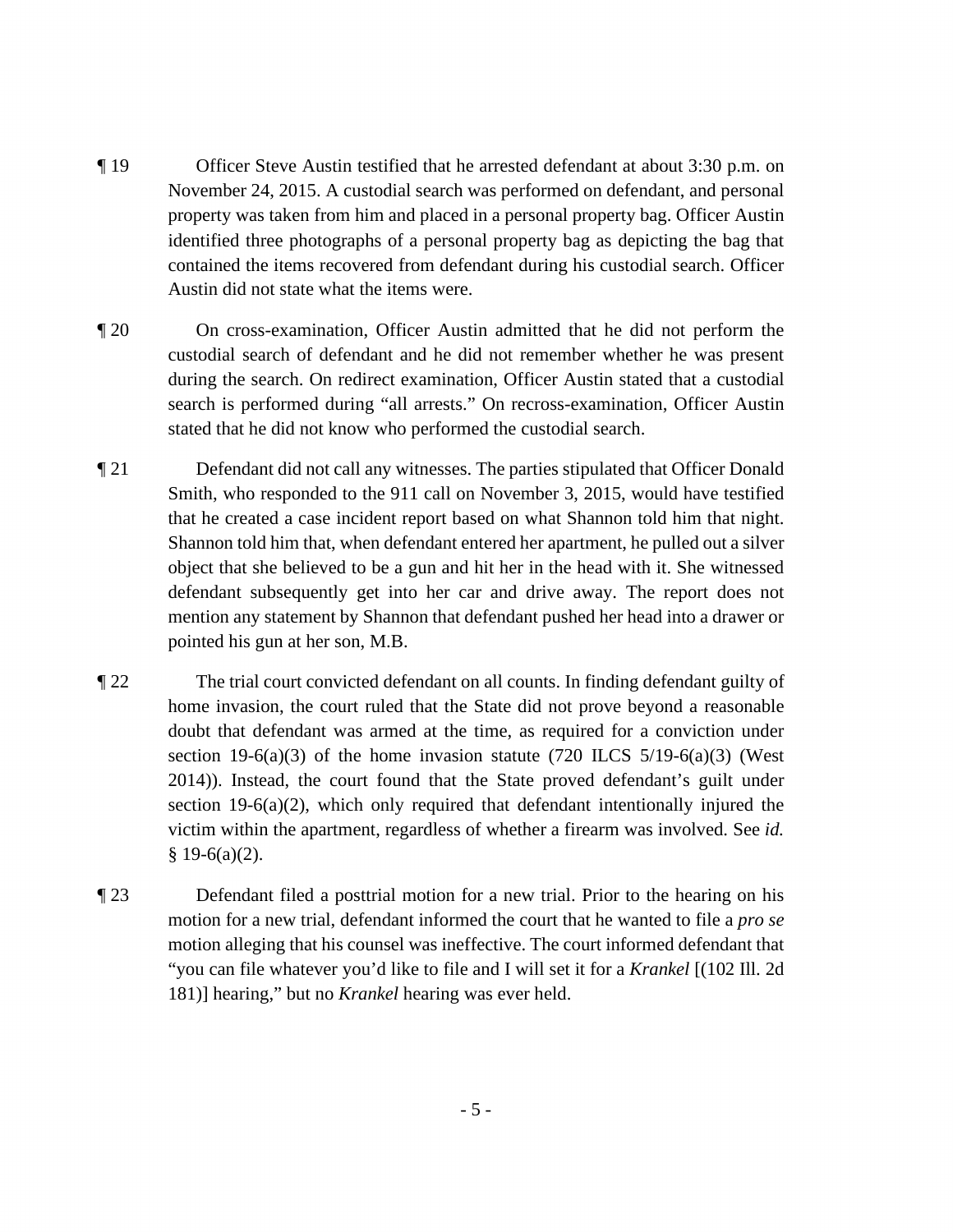¶ 19 Officer Steve Austin testified that he arrested defendant at about 3:30 p.m. on November 24, 2015. A custodial search was performed on defendant, and personal property was taken from him and placed in a personal property bag. Officer Austin identified three photographs of a personal property bag as depicting the bag that contained the items recovered from defendant during his custodial search. Officer Austin did not state what the items were.

¶ 20 On cross-examination, Officer Austin admitted that he did not perform the custodial search of defendant and he did not remember whether he was present during the search. On redirect examination, Officer Austin stated that a custodial search is performed during "all arrests." On recross-examination, Officer Austin stated that he did not know who performed the custodial search.

¶ 21 Defendant did not call any witnesses. The parties stipulated that Officer Donald Smith, who responded to the 911 call on November 3, 2015, would have testified that he created a case incident report based on what Shannon told him that night. Shannon told him that, when defendant entered her apartment, he pulled out a silver object that she believed to be a gun and hit her in the head with it. She witnessed defendant subsequently get into her car and drive away. The report does not mention any statement by Shannon that defendant pushed her head into a drawer or pointed his gun at her son, M.B.

¶ 22 The trial court convicted defendant on all counts. In finding defendant guilty of home invasion, the court ruled that the State did not prove beyond a reasonable doubt that defendant was armed at the time, as required for a conviction under section 19-6(a)(3) of the home invasion statute (720 ILCS 5/19-6(a)(3) (West 2014)). Instead, the court found that the State proved defendant's guilt under section 19-6(a)(2), which only required that defendant intentionally injured the victim within the apartment, regardless of whether a firearm was involved. See *id.* § 19-6(a)(2).

¶ 23 Defendant filed a posttrial motion for a new trial. Prior to the hearing on his motion for a new trial, defendant informed the court that he wanted to file a *pro se* motion alleging that his counsel was ineffective. The court informed defendant that "you can file whatever you'd like to file and I will set it for a *Krankel* [(102 Ill. 2d 181)] hearing," but no *Krankel* hearing was ever held.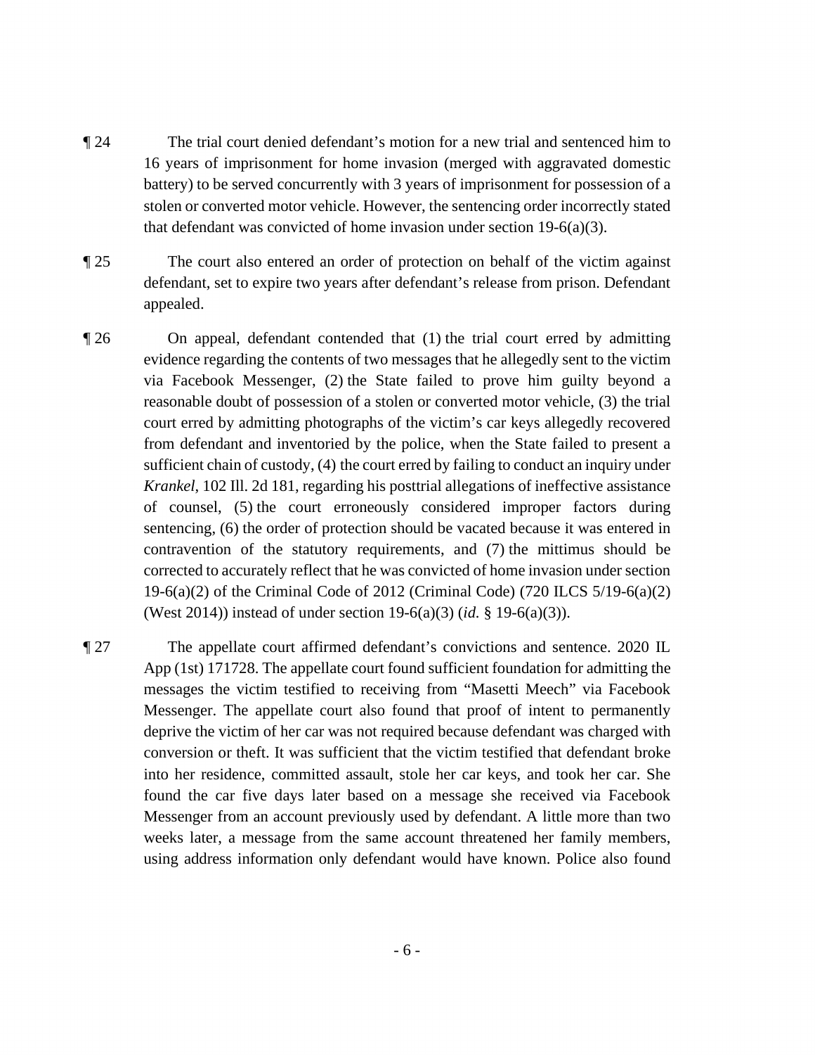¶ 24 The trial court denied defendant's motion for a new trial and sentenced him to 16 years of imprisonment for home invasion (merged with aggravated domestic battery) to be served concurrently with 3 years of imprisonment for possession of a stolen or converted motor vehicle. However, the sentencing order incorrectly stated that defendant was convicted of home invasion under section 19-6(a)(3).

¶ 25 The court also entered an order of protection on behalf of the victim against defendant, set to expire two years after defendant's release from prison. Defendant appealed.

¶ 26 On appeal, defendant contended that (1) the trial court erred by admitting evidence regarding the contents of two messages that he allegedly sent to the victim via Facebook Messenger, (2) the State failed to prove him guilty beyond a reasonable doubt of possession of a stolen or converted motor vehicle, (3) the trial court erred by admitting photographs of the victim's car keys allegedly recovered from defendant and inventoried by the police, when the State failed to present a sufficient chain of custody, (4) the court erred by failing to conduct an inquiry under *Krankel*, 102 Ill. 2d 181, regarding his posttrial allegations of ineffective assistance of counsel, (5) the court erroneously considered improper factors during sentencing, (6) the order of protection should be vacated because it was entered in contravention of the statutory requirements, and (7) the mittimus should be corrected to accurately reflect that he was convicted of home invasion under section 19-6(a)(2) of the Criminal Code of 2012 (Criminal Code) (720 ILCS 5/19-6(a)(2) (West 2014)) instead of under section 19-6(a)(3) (*id.* § 19-6(a)(3)).

¶ 27 The appellate court affirmed defendant's convictions and sentence. 2020 IL App (1st) 171728. The appellate court found sufficient foundation for admitting the messages the victim testified to receiving from "Masetti Meech" via Facebook Messenger. The appellate court also found that proof of intent to permanently deprive the victim of her car was not required because defendant was charged with conversion or theft. It was sufficient that the victim testified that defendant broke into her residence, committed assault, stole her car keys, and took her car. She found the car five days later based on a message she received via Facebook Messenger from an account previously used by defendant. A little more than two weeks later, a message from the same account threatened her family members, using address information only defendant would have known. Police also found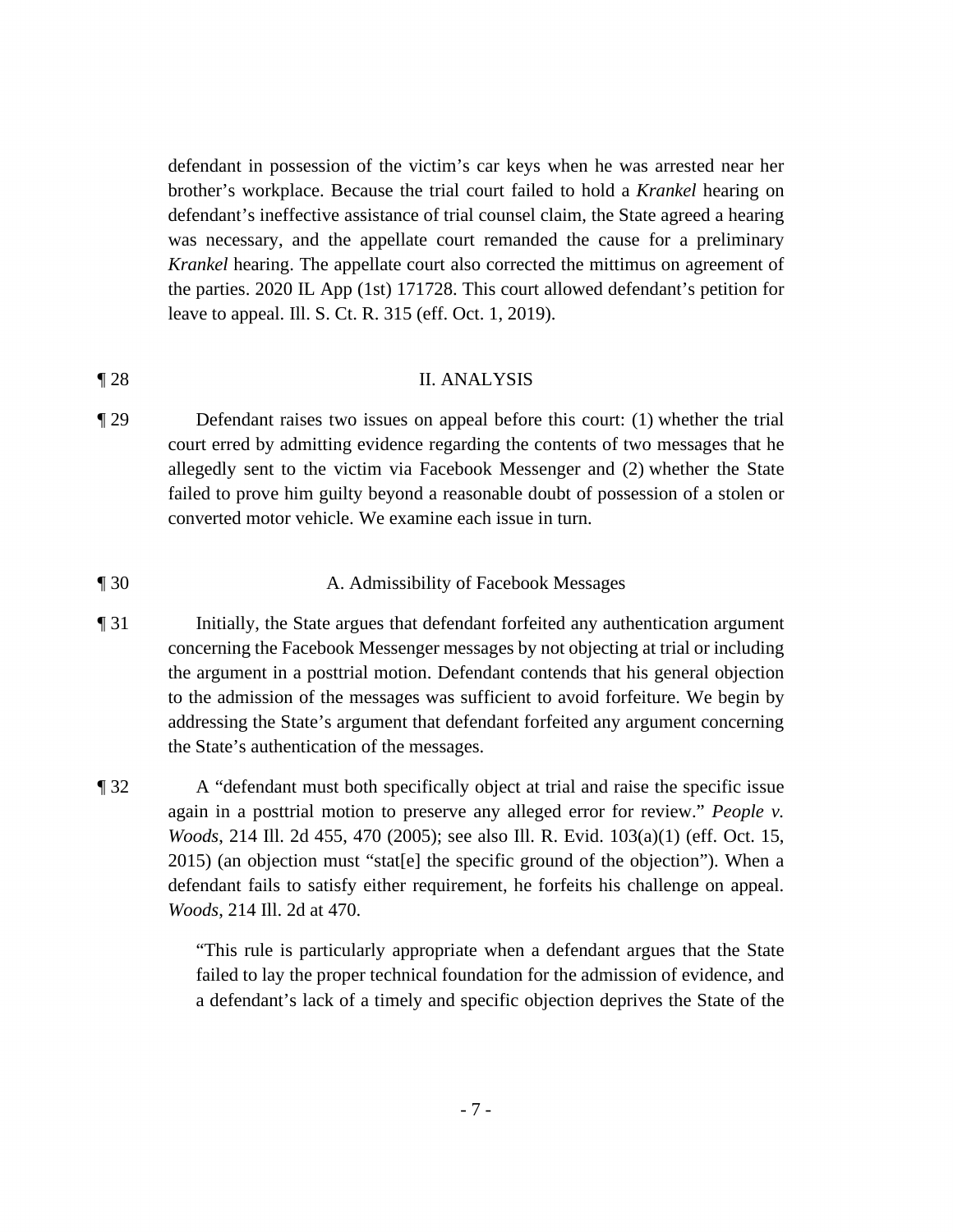defendant in possession of the victim's car keys when he was arrested near her brother's workplace. Because the trial court failed to hold a *Krankel* hearing on defendant's ineffective assistance of trial counsel claim, the State agreed a hearing was necessary, and the appellate court remanded the cause for a preliminary *Krankel* hearing. The appellate court also corrected the mittimus on agreement of the parties. 2020 IL App (1st) 171728. This court allowed defendant's petition for leave to appeal. Ill. S. Ct. R. 315 (eff. Oct. 1, 2019).

¶ 28 II. ANALYSIS

¶ 29 Defendant raises two issues on appeal before this court: (1) whether the trial court erred by admitting evidence regarding the contents of two messages that he allegedly sent to the victim via Facebook Messenger and (2) whether the State failed to prove him guilty beyond a reasonable doubt of possession of a stolen or converted motor vehicle. We examine each issue in turn.

¶ 30 A. Admissibility of Facebook Messages

¶ 31 Initially, the State argues that defendant forfeited any authentication argument concerning the Facebook Messenger messages by not objecting at trial or including the argument in a posttrial motion. Defendant contends that his general objection to the admission of the messages was sufficient to avoid forfeiture. We begin by addressing the State's argument that defendant forfeited any argument concerning the State's authentication of the messages.

¶ 32 A "defendant must both specifically object at trial and raise the specific issue again in a posttrial motion to preserve any alleged error for review." *People v. Woods*, 214 Ill. 2d 455, 470 (2005); see also Ill. R. Evid. 103(a)(1) (eff. Oct. 15, 2015) (an objection must "stat[e] the specific ground of the objection"). When a defendant fails to satisfy either requirement, he forfeits his challenge on appeal. *Woods*, 214 Ill. 2d at 470.

> "This rule is particularly appropriate when a defendant argues that the State failed to lay the proper technical foundation for the admission of evidence, and a defendant's lack of a timely and specific objection deprives the State of the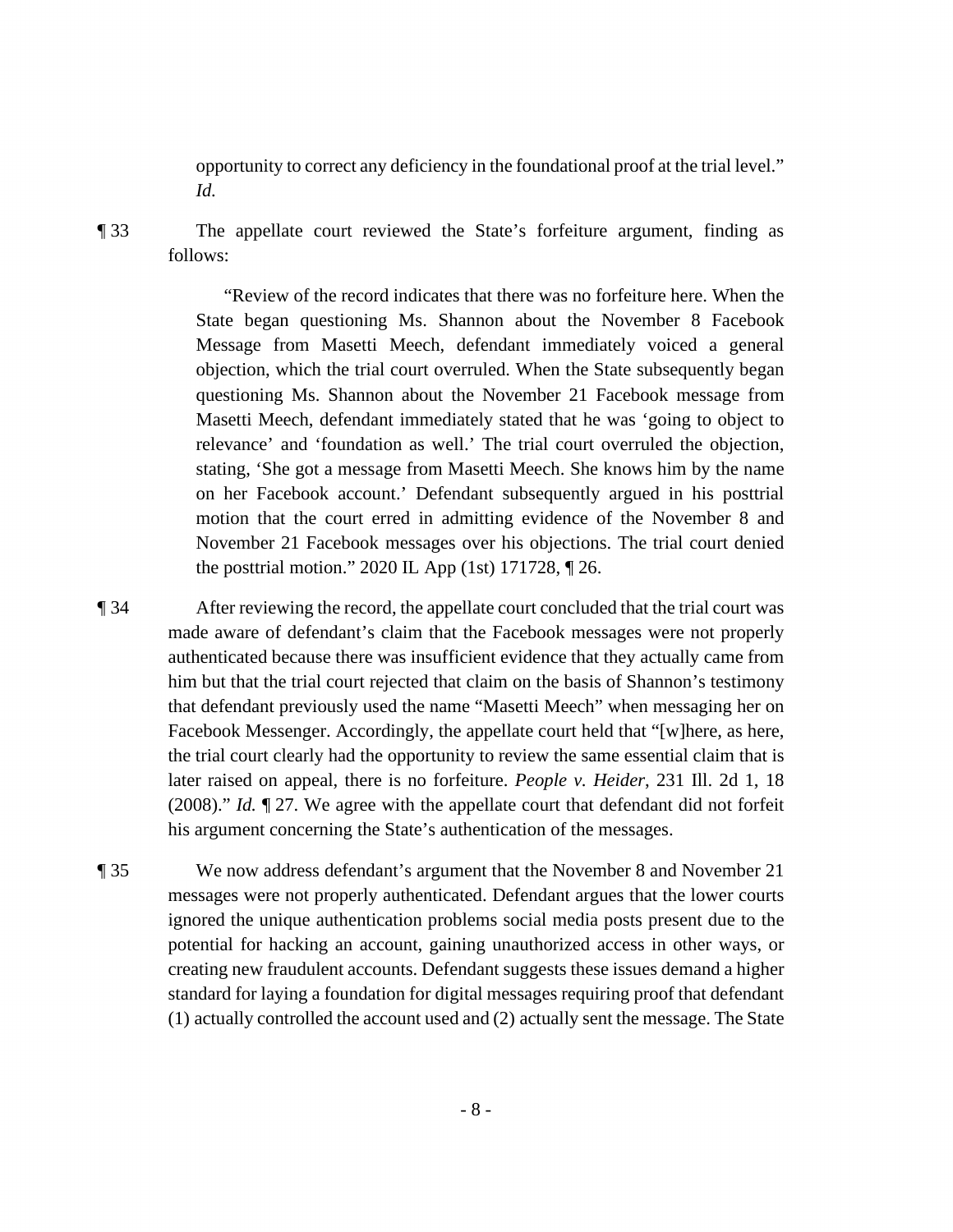opportunity to correct any deficiency in the foundational proof at the trial level." *Id.*

¶ 33 The appellate court reviewed the State's forfeiture argument, finding as follows:

> "Review of the record indicates that there was no forfeiture here. When the State began questioning Ms. Shannon about the November 8 Facebook Message from Masetti Meech, defendant immediately voiced a general objection, which the trial court overruled. When the State subsequently began questioning Ms. Shannon about the November 21 Facebook message from Masetti Meech, defendant immediately stated that he was 'going to object to relevance' and 'foundation as well.' The trial court overruled the objection, stating, 'She got a message from Masetti Meech. She knows him by the name on her Facebook account.' Defendant subsequently argued in his posttrial motion that the court erred in admitting evidence of the November 8 and November 21 Facebook messages over his objections. The trial court denied the posttrial motion." 2020 IL App (1st) 171728, ¶ 26.

¶ 34 After reviewing the record, the appellate court concluded that the trial court was made aware of defendant's claim that the Facebook messages were not properly authenticated because there was insufficient evidence that they actually came from him but that the trial court rejected that claim on the basis of Shannon's testimony that defendant previously used the name "Masetti Meech" when messaging her on Facebook Messenger. Accordingly, the appellate court held that "[w]here, as here, the trial court clearly had the opportunity to review the same essential claim that is later raised on appeal, there is no forfeiture. *People v. Heider*, 231 Ill. 2d 1, 18 (2008)." *Id.* ¶ 27. We agree with the appellate court that defendant did not forfeit his argument concerning the State's authentication of the messages.

¶ 35 We now address defendant's argument that the November 8 and November 21 messages were not properly authenticated. Defendant argues that the lower courts ignored the unique authentication problems social media posts present due to the potential for hacking an account, gaining unauthorized access in other ways, or creating new fraudulent accounts. Defendant suggests these issues demand a higher standard for laying a foundation for digital messages requiring proof that defendant (1) actually controlled the account used and (2) actually sent the message. The State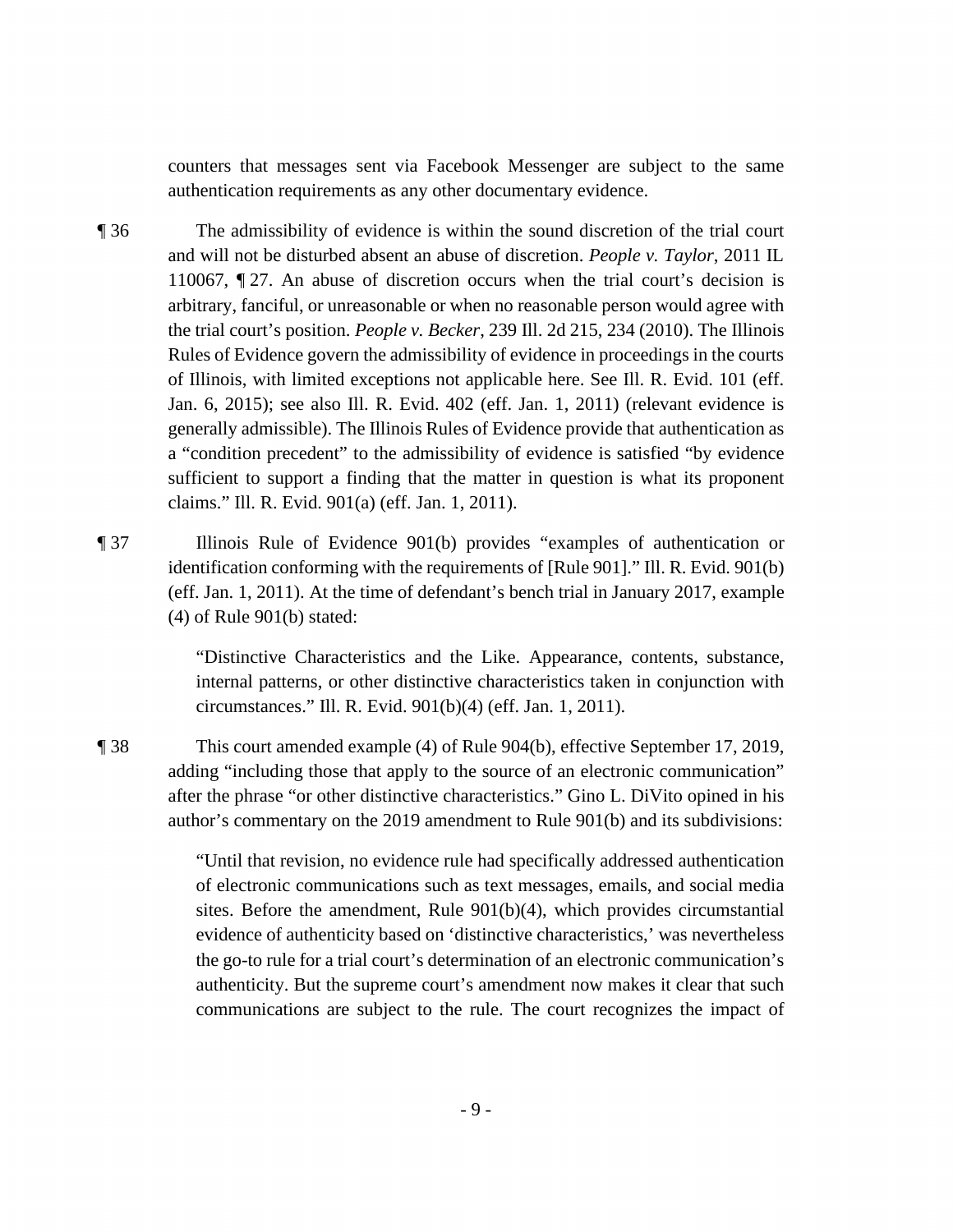counters that messages sent via Facebook Messenger are subject to the same authentication requirements as any other documentary evidence.

¶ 36 The admissibility of evidence is within the sound discretion of the trial court and will not be disturbed absent an abuse of discretion. *People v. Taylor*, 2011 IL 110067, ¶ 27. An abuse of discretion occurs when the trial court's decision is arbitrary, fanciful, or unreasonable or when no reasonable person would agree with the trial court's position. *People v. Becker*, 239 Ill. 2d 215, 234 (2010). The Illinois Rules of Evidence govern the admissibility of evidence in proceedings in the courts of Illinois, with limited exceptions not applicable here. See Ill. R. Evid. 101 (eff. Jan. 6, 2015); see also Ill. R. Evid. 402 (eff. Jan. 1, 2011) (relevant evidence is generally admissible). The Illinois Rules of Evidence provide that authentication as a "condition precedent" to the admissibility of evidence is satisfied "by evidence sufficient to support a finding that the matter in question is what its proponent claims." Ill. R. Evid. 901(a) (eff. Jan. 1, 2011).

¶ 37 Illinois Rule of Evidence 901(b) provides "examples of authentication or identification conforming with the requirements of [Rule 901]." Ill. R. Evid. 901(b) (eff. Jan. 1, 2011). At the time of defendant's bench trial in January 2017, example (4) of Rule 901(b) stated:

> "Distinctive Characteristics and the Like. Appearance, contents, substance, internal patterns, or other distinctive characteristics taken in conjunction with circumstances." Ill. R. Evid. 901(b)(4) (eff. Jan. 1, 2011).

¶ 38 This court amended example (4) of Rule 904(b), effective September 17, 2019, adding "including those that apply to the source of an electronic communication" after the phrase "or other distinctive characteristics." Gino L. DiVito opined in his author's commentary on the 2019 amendment to Rule 901(b) and its subdivisions:

> "Until that revision, no evidence rule had specifically addressed authentication of electronic communications such as text messages, emails, and social media sites. Before the amendment, Rule 901(b)(4), which provides circumstantial evidence of authenticity based on 'distinctive characteristics,' was nevertheless the go-to rule for a trial court's determination of an electronic communication's authenticity. But the supreme court's amendment now makes it clear that such communications are subject to the rule. The court recognizes the impact of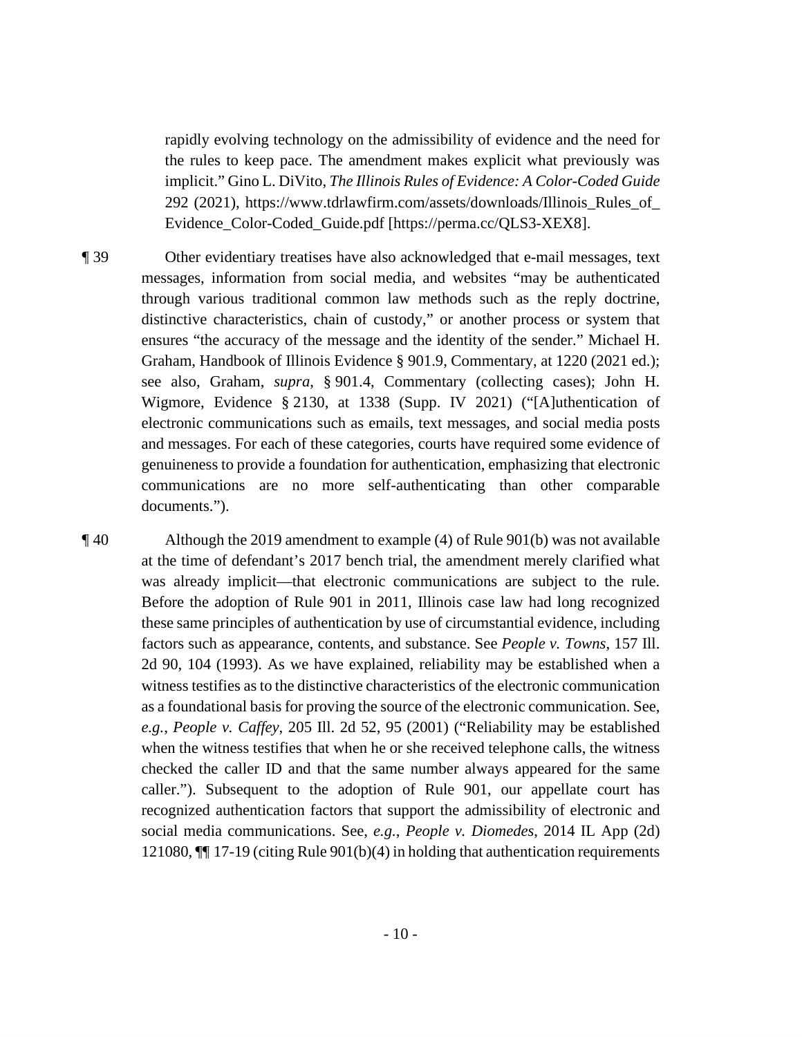rapidly evolving technology on the admissibility of evidence and the need for the rules to keep pace. The amendment makes explicit what previously was implicit." Gino L. DiVito, *The Illinois Rules of Evidence: A Color-Coded Guide* 292 (2021), https://www.tdrlawfirm.com/assets/downloads/Illinois_Rules_of_Evidence_Color-Coded_Guide.pdf [https://perma.cc/QLS3-XEX8].

¶ 39 Other evidentiary treatises have also acknowledged that e-mail messages, text messages, information from social media, and websites "may be authenticated through various traditional common law methods such as the reply doctrine, distinctive characteristics, chain of custody," or another process or system that ensures "the accuracy of the message and the identity of the sender." Michael H. Graham, Handbook of Illinois Evidence § 901.9, Commentary, at 1220 (2021 ed.); see also, Graham, *supra*, § 901.4, Commentary (collecting cases); John H. Wigmore, Evidence § 2130, at 1338 (Supp. IV 2021) ("[A]uthentication of electronic communications such as emails, text messages, and social media posts and messages. For each of these categories, courts have required some evidence of genuineness to provide a foundation for authentication, emphasizing that electronic communications are no more self-authenticating than other comparable documents.").

¶ 40 Although the 2019 amendment to example (4) of Rule 901(b) was not available at the time of defendant's 2017 bench trial, the amendment merely clarified what was already implicit—that electronic communications are subject to the rule. Before the adoption of Rule 901 in 2011, Illinois case law had long recognized these same principles of authentication by use of circumstantial evidence, including factors such as appearance, contents, and substance. See *People v. Towns*, 157 Ill. 2d 90, 104 (1993). As we have explained, reliability may be established when a witness testifies as to the distinctive characteristics of the electronic communication as a foundational basis for proving the source of the electronic communication. See, *e.g.*, *People v. Caffey*, 205 Ill. 2d 52, 95 (2001) ("Reliability may be established when the witness testifies that when he or she received telephone calls, the witness checked the caller ID and that the same number always appeared for the same caller."). Subsequent to the adoption of Rule 901, our appellate court has recognized authentication factors that support the admissibility of electronic and social media communications. See, *e.g.*, *People v. Diomedes*, 2014 IL App (2d) 121080, ¶¶ 17-19 (citing Rule 901(b)(4) in holding that authentication requirements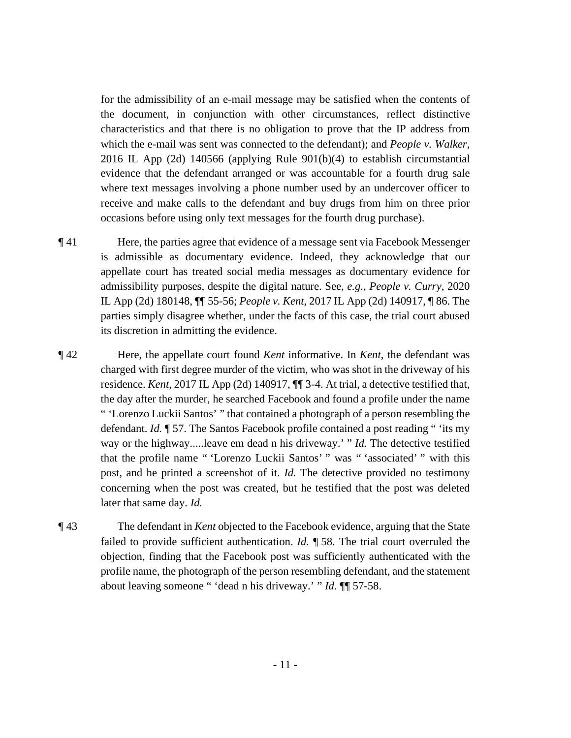for the admissibility of an e-mail message may be satisfied when the contents of the document, in conjunction with other circumstances, reflect distinctive characteristics and that there is no obligation to prove that the IP address from which the e-mail was sent was connected to the defendant); and *People v. Walker*, 2016 IL App (2d) 140566 (applying Rule 901(b)(4) to establish circumstantial evidence that the defendant arranged or was accountable for a fourth drug sale where text messages involving a phone number used by an undercover officer to receive and make calls to the defendant and buy drugs from him on three prior occasions before using only text messages for the fourth drug purchase).

¶ 41 Here, the parties agree that evidence of a message sent via Facebook Messenger is admissible as documentary evidence. Indeed, they acknowledge that our appellate court has treated social media messages as documentary evidence for admissibility purposes, despite the digital nature. See, *e.g.*, *People v. Curry*, 2020 IL App (2d) 180148, ¶¶ 55-56; *People v. Kent*, 2017 IL App (2d) 140917, ¶ 86. The parties simply disagree whether, under the facts of this case, the trial court abused its discretion in admitting the evidence.

¶ 42 Here, the appellate court found *Kent* informative. In *Kent*, the defendant was charged with first degree murder of the victim, who was shot in the driveway of his residence. *Kent*, 2017 IL App (2d) 140917, ¶¶ 3-4. At trial, a detective testified that, the day after the murder, he searched Facebook and found a profile under the name " 'Lorenzo Luckii Santos' " that contained a photograph of a person resembling the defendant. *Id.* ¶ 57. The Santos Facebook profile contained a post reading " 'its my way or the highway.....leave em dead n his driveway.' " *Id.* The detective testified that the profile name " 'Lorenzo Luckii Santos' " was " 'associated' " with this post, and he printed a screenshot of it. *Id.* The detective provided no testimony concerning when the post was created, but he testified that the post was deleted later that same day. *Id.*

¶ 43 The defendant in *Kent* objected to the Facebook evidence, arguing that the State failed to provide sufficient authentication. *Id.* ¶ 58. The trial court overruled the objection, finding that the Facebook post was sufficiently authenticated with the profile name, the photograph of the person resembling defendant, and the statement about leaving someone " 'dead n his driveway.' " *Id.* ¶¶ 57-58.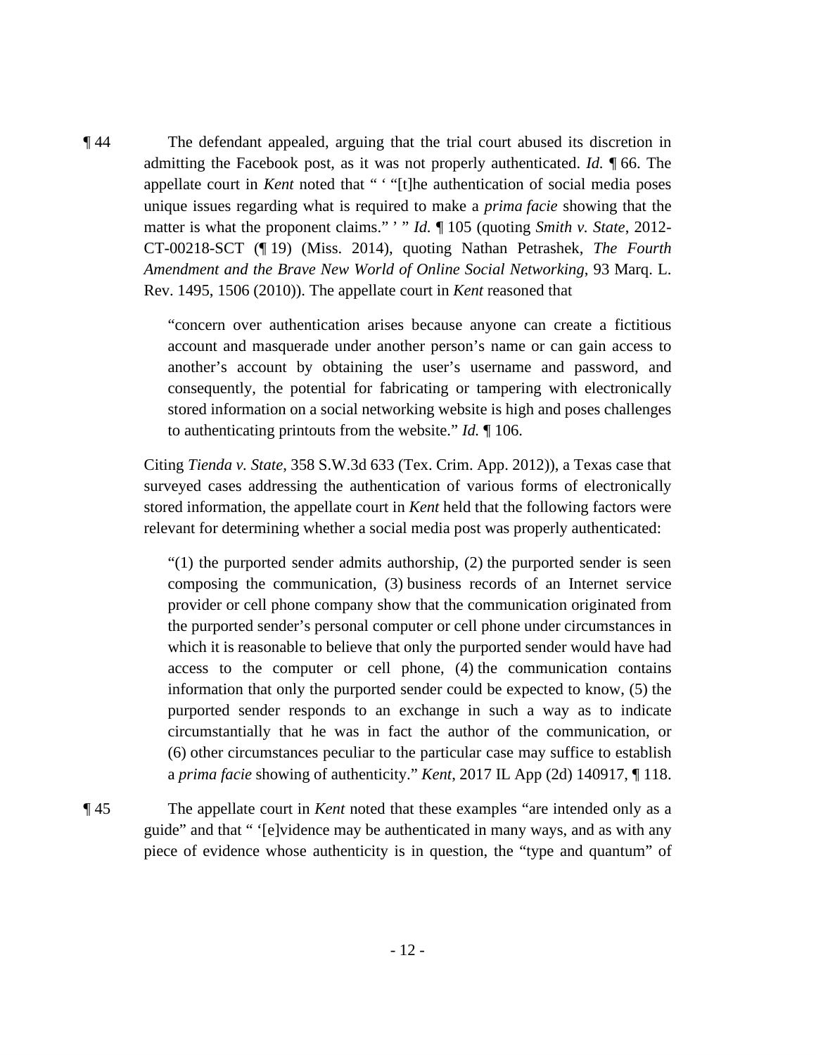¶ 44 The defendant appealed, arguing that the trial court abused its discretion in admitting the Facebook post, as it was not properly authenticated. *Id.* ¶ 66. The appellate court in *Kent* noted that " ' "[t]he authentication of social media poses unique issues regarding what is required to make a *prima facie* showing that the matter is what the proponent claims." ' " *Id.* ¶ 105 (quoting *Smith v. State*, 2012-CT-00218-SCT (¶ 19) (Miss. 2014), quoting Nathan Petrashek, *The Fourth Amendment and the Brave New World of Online Social Networking*, 93 Marq. L. Rev. 1495, 1506 (2010)). The appellate court in *Kent* reasoned that

> "concern over authentication arises because anyone can create a fictitious account and masquerade under another person's name or can gain access to another's account by obtaining the user's username and password, and consequently, the potential for fabricating or tampering with electronically stored information on a social networking website is high and poses challenges to authenticating printouts from the website." *Id.* ¶ 106.

Citing *Tienda v. State*, 358 S.W.3d 633 (Tex. Crim. App. 2012)), a Texas case that surveyed cases addressing the authentication of various forms of electronically stored information, the appellate court in *Kent* held that the following factors were relevant for determining whether a social media post was properly authenticated:

> "(1) the purported sender admits authorship, (2) the purported sender is seen composing the communication, (3) business records of an Internet service provider or cell phone company show that the communication originated from the purported sender's personal computer or cell phone under circumstances in which it is reasonable to believe that only the purported sender would have had access to the computer or cell phone, (4) the communication contains information that only the purported sender could be expected to know, (5) the purported sender responds to an exchange in such a way as to indicate circumstantially that he was in fact the author of the communication, or (6) other circumstances peculiar to the particular case may suffice to establish a *prima facie* showing of authenticity." *Kent*, 2017 IL App (2d) 140917, ¶ 118.

¶ 45 The appellate court in *Kent* noted that these examples "are intended only as a guide" and that " '[e]vidence may be authenticated in many ways, and as with any piece of evidence whose authenticity is in question, the "type and quantum" of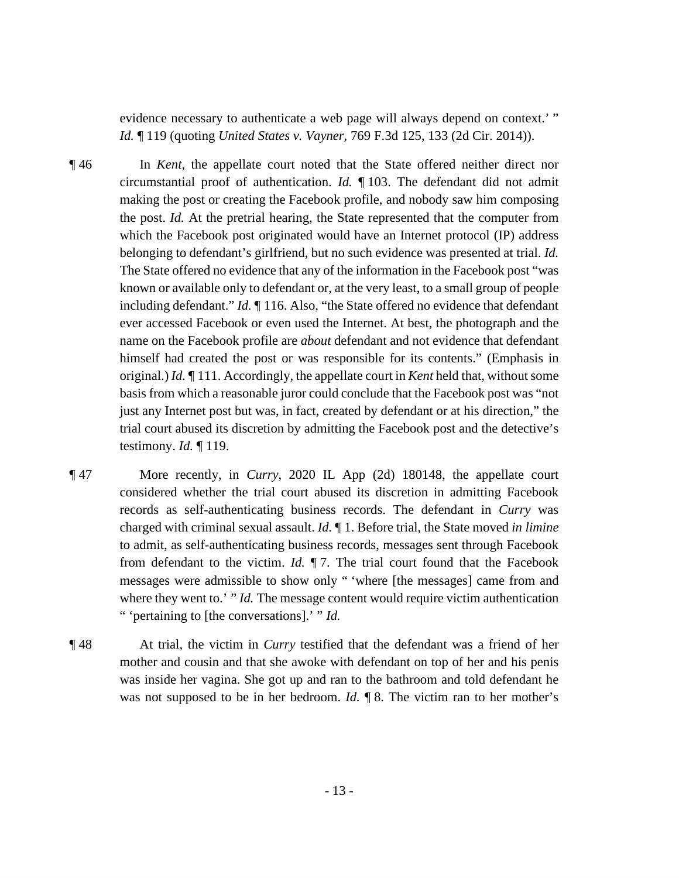evidence necessary to authenticate a web page will always depend on context.' " *Id.* ¶ 119 (quoting *United States v. Vayner*, 769 F.3d 125, 133 (2d Cir. 2014)).

¶ 46 In *Kent*, the appellate court noted that the State offered neither direct nor circumstantial proof of authentication. *Id.* ¶ 103. The defendant did not admit making the post or creating the Facebook profile, and nobody saw him composing the post. *Id.* At the pretrial hearing, the State represented that the computer from which the Facebook post originated would have an Internet protocol (IP) address belonging to defendant's girlfriend, but no such evidence was presented at trial. *Id.* The State offered no evidence that any of the information in the Facebook post "was known or available only to defendant or, at the very least, to a small group of people including defendant." *Id.* ¶ 116. Also, "the State offered no evidence that defendant ever accessed Facebook or even used the Internet. At best, the photograph and the name on the Facebook profile are *about* defendant and not evidence that defendant himself had created the post or was responsible for its contents." (Emphasis in original.) *Id.* ¶ 111. Accordingly, the appellate court in *Kent* held that, without some basis from which a reasonable juror could conclude that the Facebook post was "not just any Internet post but was, in fact, created by defendant or at his direction," the trial court abused its discretion by admitting the Facebook post and the detective's testimony. *Id.* ¶ 119.

¶ 47 More recently, in *Curry*, 2020 IL App (2d) 180148, the appellate court considered whether the trial court abused its discretion in admitting Facebook records as self-authenticating business records. The defendant in *Curry* was charged with criminal sexual assault. *Id.* ¶ 1. Before trial, the State moved *in limine* to admit, as self-authenticating business records, messages sent through Facebook from defendant to the victim. *Id.* ¶ 7. The trial court found that the Facebook messages were admissible to show only " 'where [the messages] came from and where they went to.' " *Id.* The message content would require victim authentication " 'pertaining to [the conversations].' " *Id.*

¶ 48 At trial, the victim in *Curry* testified that the defendant was a friend of her mother and cousin and that she awoke with defendant on top of her and his penis was inside her vagina. She got up and ran to the bathroom and told defendant he was not supposed to be in her bedroom. *Id.* ¶ 8. The victim ran to her mother's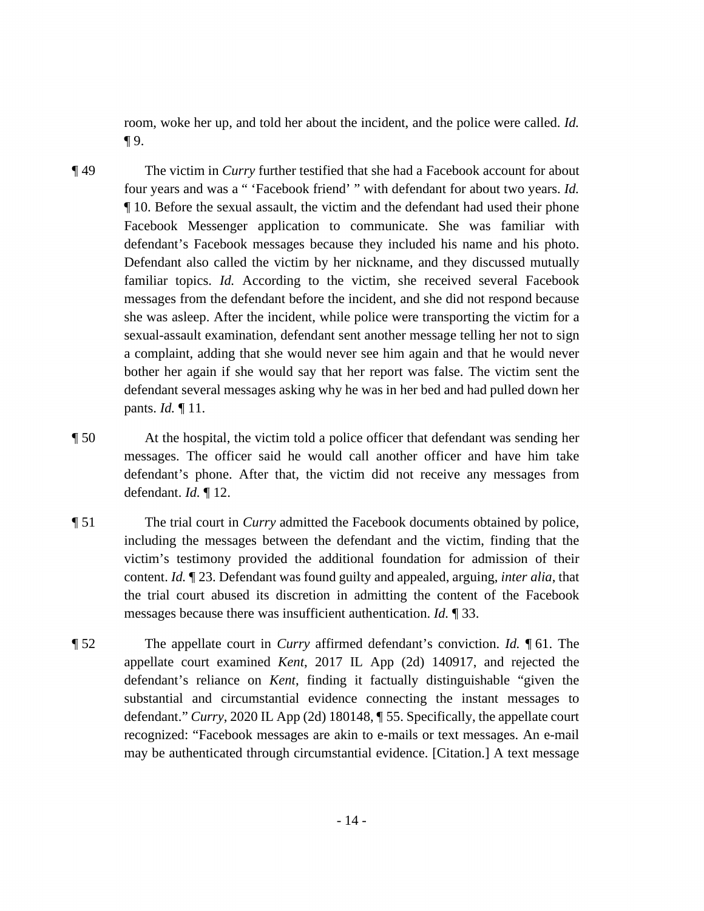room, woke her up, and told her about the incident, and the police were called. *Id.* ¶ 9.

¶ 49 The victim in *Curry* further testified that she had a Facebook account for about four years and was a " 'Facebook friend' " with defendant for about two years. *Id.* ¶ 10. Before the sexual assault, the victim and the defendant had used their phone Facebook Messenger application to communicate. She was familiar with defendant's Facebook messages because they included his name and his photo. Defendant also called the victim by her nickname, and they discussed mutually familiar topics. *Id.* According to the victim, she received several Facebook messages from the defendant before the incident, and she did not respond because she was asleep. After the incident, while police were transporting the victim for a sexual-assault examination, defendant sent another message telling her not to sign a complaint, adding that she would never see him again and that he would never bother her again if she would say that her report was false. The victim sent the defendant several messages asking why he was in her bed and had pulled down her pants. *Id.* ¶ 11.

¶ 50 At the hospital, the victim told a police officer that defendant was sending her messages. The officer said he would call another officer and have him take defendant's phone. After that, the victim did not receive any messages from defendant. *Id.* ¶ 12.

¶ 51 The trial court in *Curry* admitted the Facebook documents obtained by police, including the messages between the defendant and the victim, finding that the victim's testimony provided the additional foundation for admission of their content. *Id.* ¶ 23. Defendant was found guilty and appealed, arguing, *inter alia*, that the trial court abused its discretion in admitting the content of the Facebook messages because there was insufficient authentication. *Id.* ¶ 33.

¶ 52 The appellate court in *Curry* affirmed defendant's conviction. *Id.* ¶ 61. The appellate court examined *Kent*, 2017 IL App (2d) 140917, and rejected the defendant's reliance on *Kent*, finding it factually distinguishable "given the substantial and circumstantial evidence connecting the instant messages to defendant." *Curry*, 2020 IL App (2d) 180148, ¶ 55. Specifically, the appellate court recognized: "Facebook messages are akin to e-mails or text messages. An e-mail may be authenticated through circumstantial evidence. [Citation.] A text message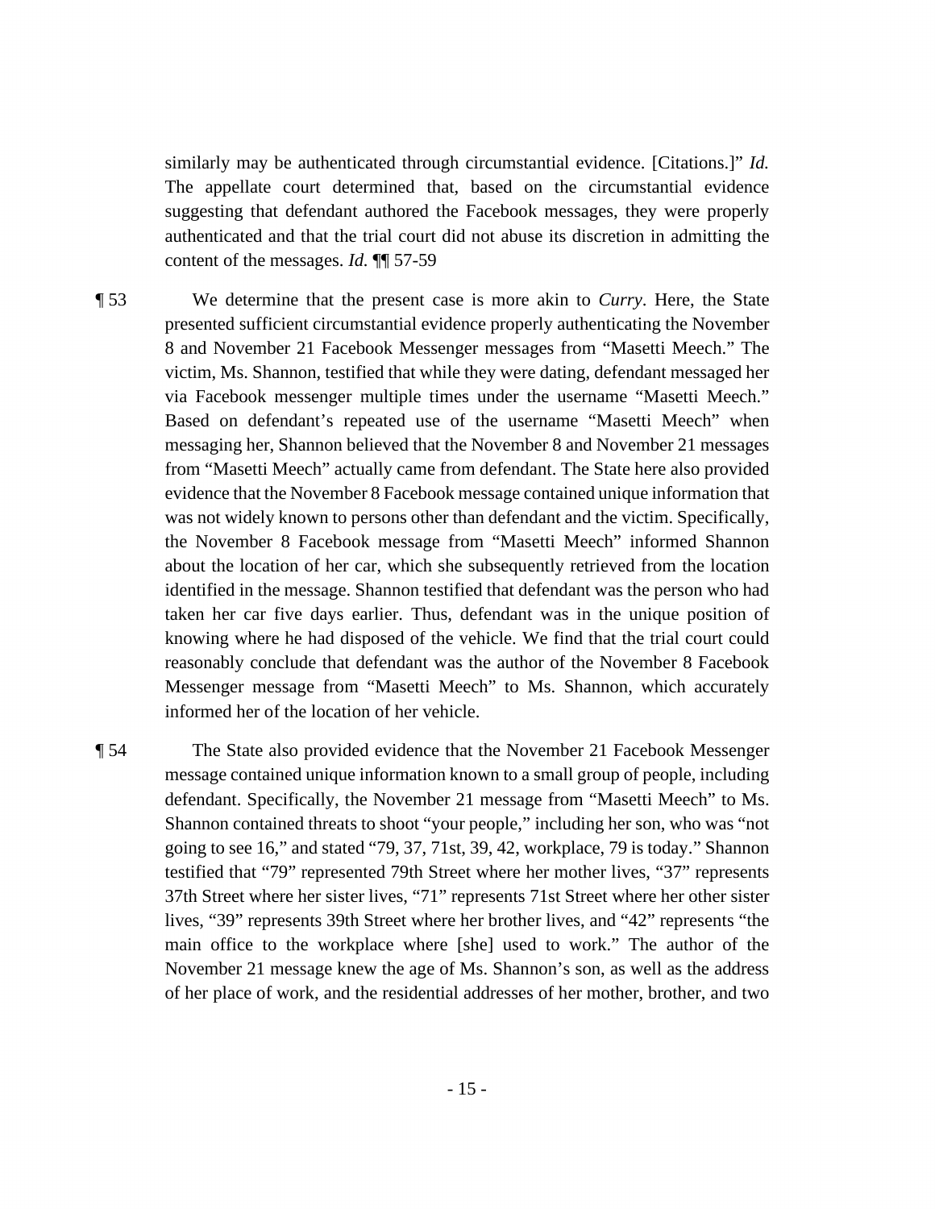similarly may be authenticated through circumstantial evidence. [Citations.]" *Id.* The appellate court determined that, based on the circumstantial evidence suggesting that defendant authored the Facebook messages, they were properly authenticated and that the trial court did not abuse its discretion in admitting the content of the messages. *Id.* ¶¶ 57-59

¶ 53 We determine that the present case is more akin to *Curry*. Here, the State presented sufficient circumstantial evidence properly authenticating the November 8 and November 21 Facebook Messenger messages from "Masetti Meech." The victim, Ms. Shannon, testified that while they were dating, defendant messaged her via Facebook messenger multiple times under the username "Masetti Meech." Based on defendant's repeated use of the username "Masetti Meech" when messaging her, Shannon believed that the November 8 and November 21 messages from "Masetti Meech" actually came from defendant. The State here also provided evidence that the November 8 Facebook message contained unique information that was not widely known to persons other than defendant and the victim. Specifically, the November 8 Facebook message from "Masetti Meech" informed Shannon about the location of her car, which she subsequently retrieved from the location identified in the message. Shannon testified that defendant was the person who had taken her car five days earlier. Thus, defendant was in the unique position of knowing where he had disposed of the vehicle. We find that the trial court could reasonably conclude that defendant was the author of the November 8 Facebook Messenger message from "Masetti Meech" to Ms. Shannon, which accurately informed her of the location of her vehicle.

¶ 54 The State also provided evidence that the November 21 Facebook Messenger message contained unique information known to a small group of people, including defendant. Specifically, the November 21 message from "Masetti Meech" to Ms. Shannon contained threats to shoot "your people," including her son, who was "not going to see 16," and stated "79, 37, 71st, 39, 42, workplace, 79 is today." Shannon testified that "79" represented 79th Street where her mother lives, "37" represents 37th Street where her sister lives, "71" represents 71st Street where her other sister lives, "39" represents 39th Street where her brother lives, and "42" represents "the main office to the workplace where [she] used to work." The author of the November 21 message knew the age of Ms. Shannon's son, as well as the address of her place of work, and the residential addresses of her mother, brother, and two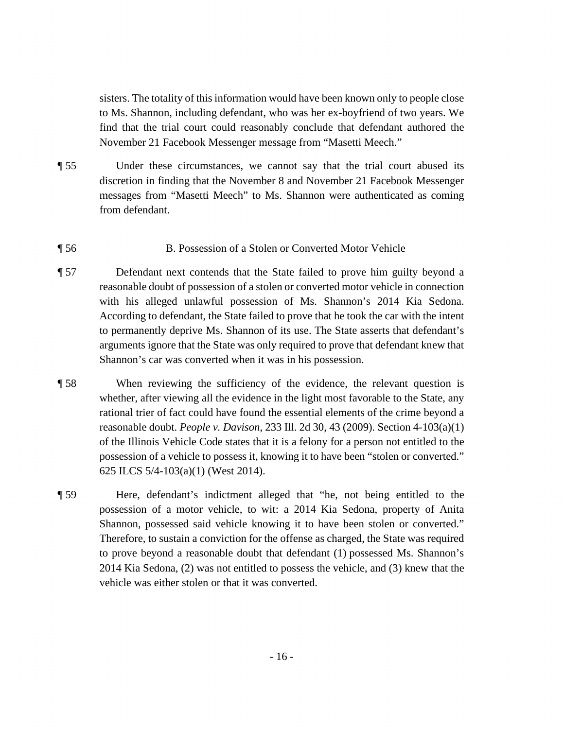sisters. The totality of this information would have been known only to people close to Ms. Shannon, including defendant, who was her ex-boyfriend of two years. We find that the trial court could reasonably conclude that defendant authored the November 21 Facebook Messenger message from "Masetti Meech."

¶ 55 Under these circumstances, we cannot say that the trial court abused its discretion in finding that the November 8 and November 21 Facebook Messenger messages from "Masetti Meech" to Ms. Shannon were authenticated as coming from defendant.

¶ 56 B. Possession of a Stolen or Converted Motor Vehicle

¶ 57 Defendant next contends that the State failed to prove him guilty beyond a reasonable doubt of possession of a stolen or converted motor vehicle in connection with his alleged unlawful possession of Ms. Shannon's 2014 Kia Sedona. According to defendant, the State failed to prove that he took the car with the intent to permanently deprive Ms. Shannon of its use. The State asserts that defendant's arguments ignore that the State was only required to prove that defendant knew that Shannon's car was converted when it was in his possession.

¶ 58 When reviewing the sufficiency of the evidence, the relevant question is whether, after viewing all the evidence in the light most favorable to the State, any rational trier of fact could have found the essential elements of the crime beyond a reasonable doubt. *People v. Davison*, 233 Ill. 2d 30, 43 (2009). Section 4-103(a)(1) of the Illinois Vehicle Code states that it is a felony for a person not entitled to the possession of a vehicle to possess it, knowing it to have been "stolen or converted." 625 ILCS 5/4-103(a)(1) (West 2014).

¶ 59 Here, defendant's indictment alleged that "he, not being entitled to the possession of a motor vehicle, to wit: a 2014 Kia Sedona, property of Anita Shannon, possessed said vehicle knowing it to have been stolen or converted." Therefore, to sustain a conviction for the offense as charged, the State was required to prove beyond a reasonable doubt that defendant (1) possessed Ms. Shannon's 2014 Kia Sedona, (2) was not entitled to possess the vehicle, and (3) knew that the vehicle was either stolen or that it was converted.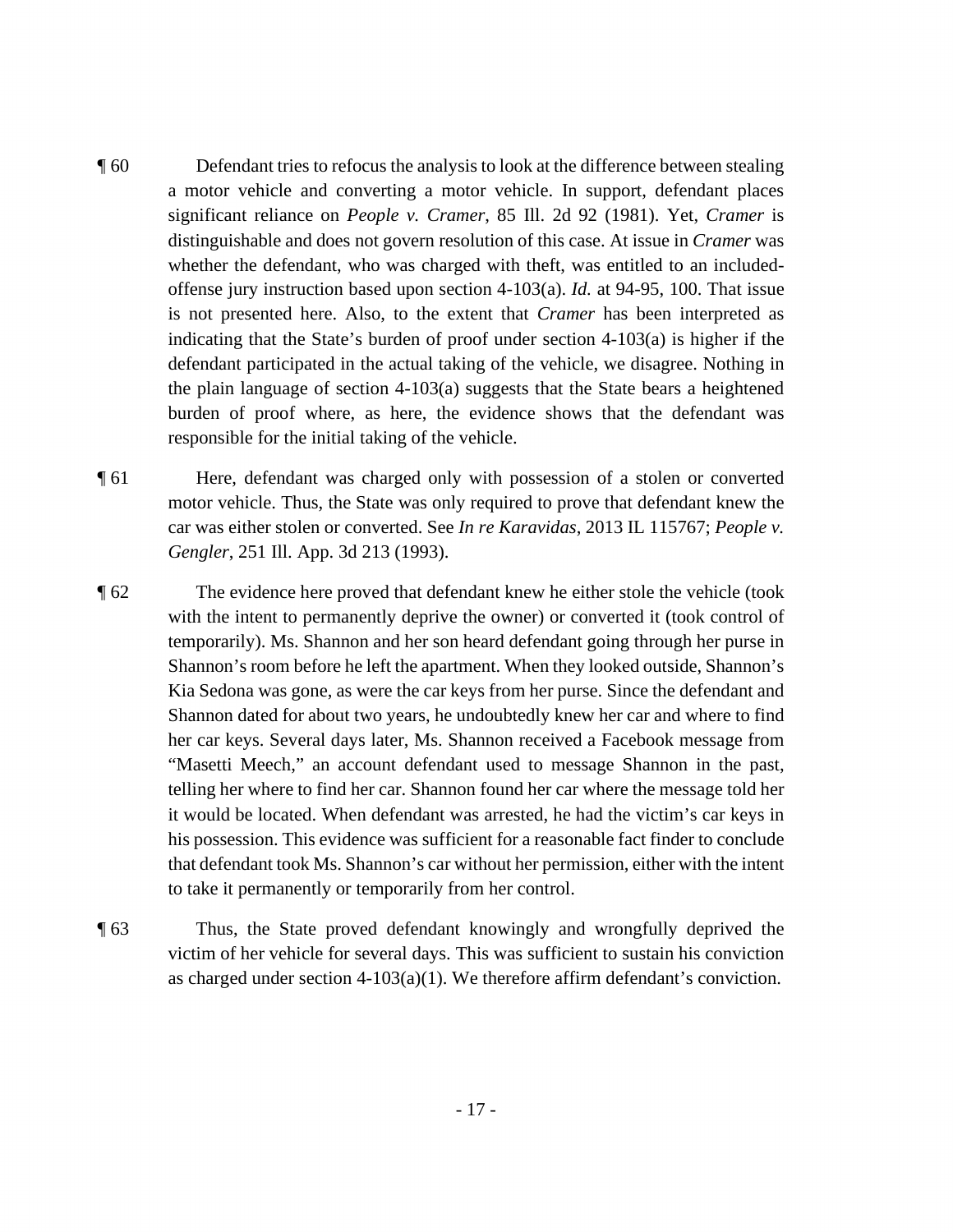¶ 60 Defendant tries to refocus the analysis to look at the difference between stealing a motor vehicle and converting a motor vehicle. In support, defendant places significant reliance on *People v. Cramer*, 85 Ill. 2d 92 (1981). Yet, *Cramer* is distinguishable and does not govern resolution of this case. At issue in *Cramer* was whether the defendant, who was charged with theft, was entitled to an included-offense jury instruction based upon section 4-103(a). *Id.* at 94-95, 100. That issue is not presented here. Also, to the extent that *Cramer* has been interpreted as indicating that the State's burden of proof under section 4-103(a) is higher if the defendant participated in the actual taking of the vehicle, we disagree. Nothing in the plain language of section 4-103(a) suggests that the State bears a heightened burden of proof where, as here, the evidence shows that the defendant was responsible for the initial taking of the vehicle.

¶ 61 Here, defendant was charged only with possession of a stolen or converted motor vehicle. Thus, the State was only required to prove that defendant knew the car was either stolen or converted. See *In re Karavidas*, 2013 IL 115767; *People v. Gengler*, 251 Ill. App. 3d 213 (1993).

¶ 62 The evidence here proved that defendant knew he either stole the vehicle (took with the intent to permanently deprive the owner) or converted it (took control of temporarily). Ms. Shannon and her son heard defendant going through her purse in Shannon's room before he left the apartment. When they looked outside, Shannon's Kia Sedona was gone, as were the car keys from her purse. Since the defendant and Shannon dated for about two years, he undoubtedly knew her car and where to find her car keys. Several days later, Ms. Shannon received a Facebook message from "Masetti Meech," an account defendant used to message Shannon in the past, telling her where to find her car. Shannon found her car where the message told her it would be located. When defendant was arrested, he had the victim's car keys in his possession. This evidence was sufficient for a reasonable fact finder to conclude that defendant took Ms. Shannon's car without her permission, either with the intent to take it permanently or temporarily from her control.

¶ 63 Thus, the State proved defendant knowingly and wrongfully deprived the victim of her vehicle for several days. This was sufficient to sustain his conviction as charged under section 4-103(a)(1). We therefore affirm defendant's conviction.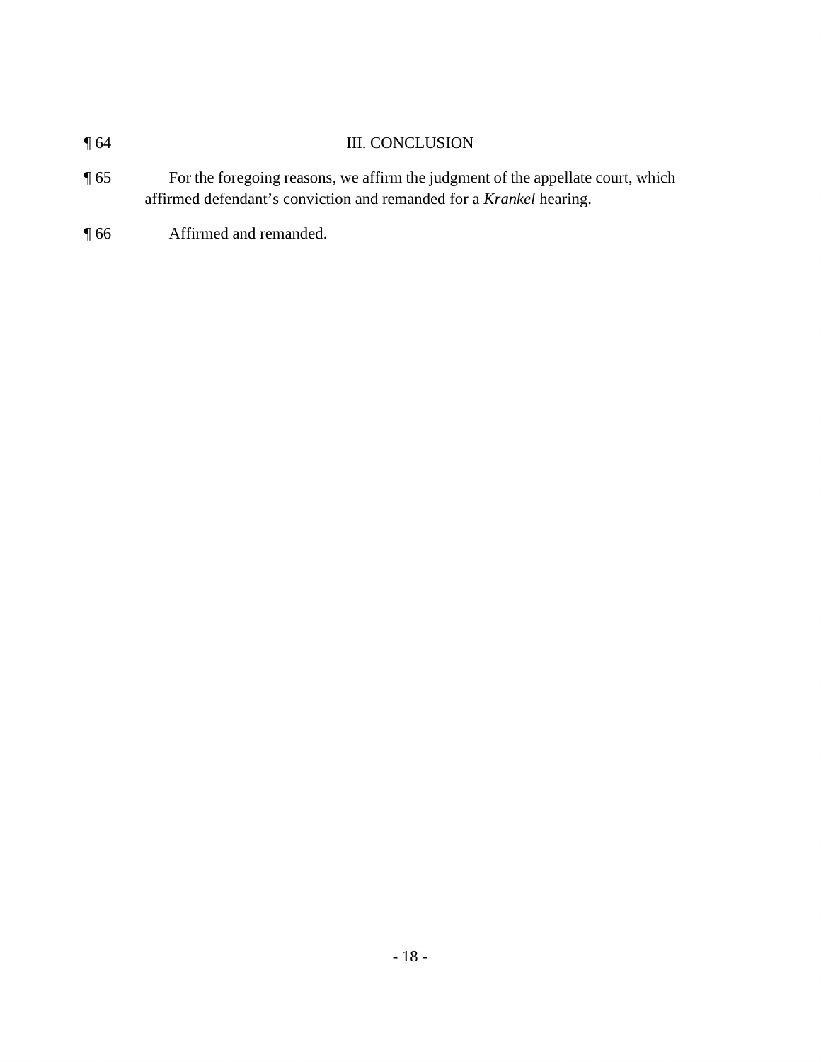¶ 64

## III. CONCLUSION

¶ 65 For the foregoing reasons, we affirm the judgment of the appellate court, which affirmed defendant's conviction and remanded for a *Krankel* hearing.

¶ 66 Affirmed and remanded.